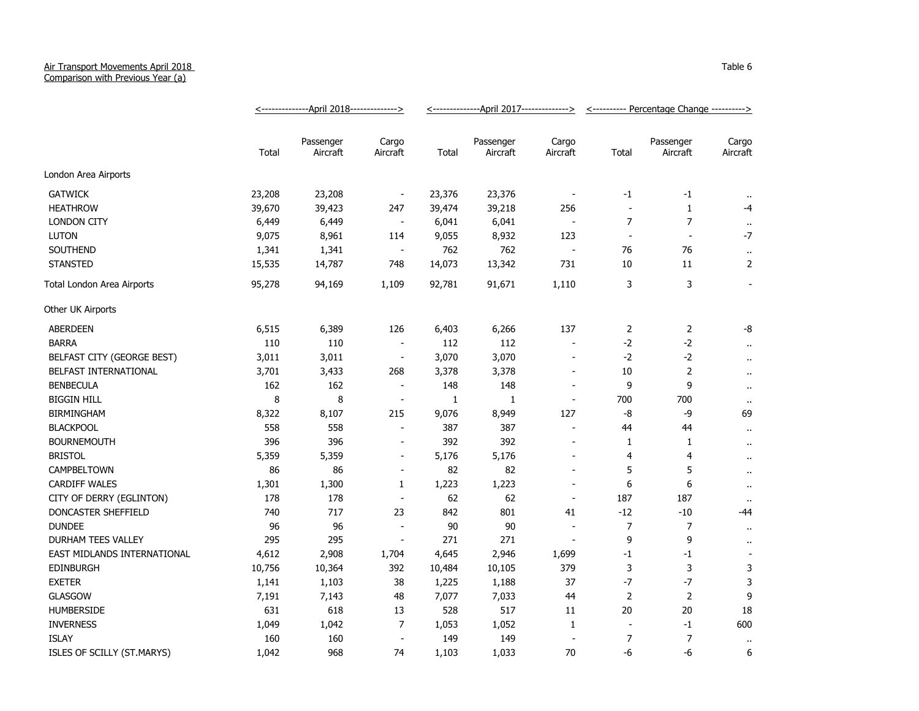Air Transport Movements April 2018
Comparison with Previous Year (a)

Table 6

| | April 2018 | | | April 2017 | | | Percentage Change | | |
|---|---|---|---|---|---|---|---|---|---|
| | Total | Passenger Aircraft | Cargo Aircraft | Total | Passenger Aircraft | Cargo Aircraft | Total | Passenger Aircraft | Cargo Aircraft |
| London Area Airports | | | | | | | | | |
| GATWICK | 23,208 | 23,208 | - | 23,376 | 23,376 | - | -1 | -1 | .. |
| HEATHROW | 39,670 | 39,423 | 247 | 39,474 | 39,218 | 256 | - | 1 | -4 |
| LONDON CITY | 6,449 | 6,449 | - | 6,041 | 6,041 | - | 7 | 7 | .. |
| LUTON | 9,075 | 8,961 | 114 | 9,055 | 8,932 | 123 | - | - | -7 |
| SOUTHEND | 1,341 | 1,341 | - | 762 | 762 | - | 76 | 76 | .. |
| STANSTED | 15,535 | 14,787 | 748 | 14,073 | 13,342 | 731 | 10 | 11 | 2 |
| Total London Area Airports | 95,278 | 94,169 | 1,109 | 92,781 | 91,671 | 1,110 | 3 | 3 | - |
| Other UK Airports | | | | | | | | | |
| ABERDEEN | 6,515 | 6,389 | 126 | 6,403 | 6,266 | 137 | 2 | 2 | -8 |
| BARRA | 110 | 110 | - | 112 | 112 | - | -2 | -2 | .. |
| BELFAST CITY (GEORGE BEST) | 3,011 | 3,011 | - | 3,070 | 3,070 | - | -2 | -2 | .. |
| BELFAST INTERNATIONAL | 3,701 | 3,433 | 268 | 3,378 | 3,378 | - | 10 | 2 | .. |
| BENBECULA | 162 | 162 | - | 148 | 148 | - | 9 | 9 | .. |
| BIGGIN HILL | 8 | 8 | - | 1 | 1 | - | 700 | 700 | .. |
| BIRMINGHAM | 8,322 | 8,107 | 215 | 9,076 | 8,949 | 127 | -8 | -9 | 69 |
| BLACKPOOL | 558 | 558 | - | 387 | 387 | - | 44 | 44 | .. |
| BOURNEMOUTH | 396 | 396 | - | 392 | 392 | - | 1 | 1 | .. |
| BRISTOL | 5,359 | 5,359 | - | 5,176 | 5,176 | - | 4 | 4 | .. |
| CAMPBELTOWN | 86 | 86 | - | 82 | 82 | - | 5 | 5 | .. |
| CARDIFF WALES | 1,301 | 1,300 | 1 | 1,223 | 1,223 | - | 6 | 6 | .. |
| CITY OF DERRY (EGLINTON) | 178 | 178 | - | 62 | 62 | - | 187 | 187 | .. |
| DONCASTER SHEFFIELD | 740 | 717 | 23 | 842 | 801 | 41 | -12 | -10 | -44 |
| DUNDEE | 96 | 96 | - | 90 | 90 | - | 7 | 7 | .. |
| DURHAM TEES VALLEY | 295 | 295 | - | 271 | 271 | - | 9 | 9 | .. |
| EAST MIDLANDS INTERNATIONAL | 4,612 | 2,908 | 1,704 | 4,645 | 2,946 | 1,699 | -1 | -1 | - |
| EDINBURGH | 10,756 | 10,364 | 392 | 10,484 | 10,105 | 379 | 3 | 3 | 3 |
| EXETER | 1,141 | 1,103 | 38 | 1,225 | 1,188 | 37 | -7 | -7 | 3 |
| GLASGOW | 7,191 | 7,143 | 48 | 7,077 | 7,033 | 44 | 2 | 2 | 9 |
| HUMBERSIDE | 631 | 618 | 13 | 528 | 517 | 11 | 20 | 20 | 18 |
| INVERNESS | 1,049 | 1,042 | 7 | 1,053 | 1,052 | 1 | - | -1 | 600 |
| ISLAY | 160 | 160 | - | 149 | 149 | - | 7 | 7 | .. |
| ISLES OF SCILLY (ST.MARYS) | 1,042 | 968 | 74 | 1,103 | 1,033 | 70 | -6 | -6 | 6 |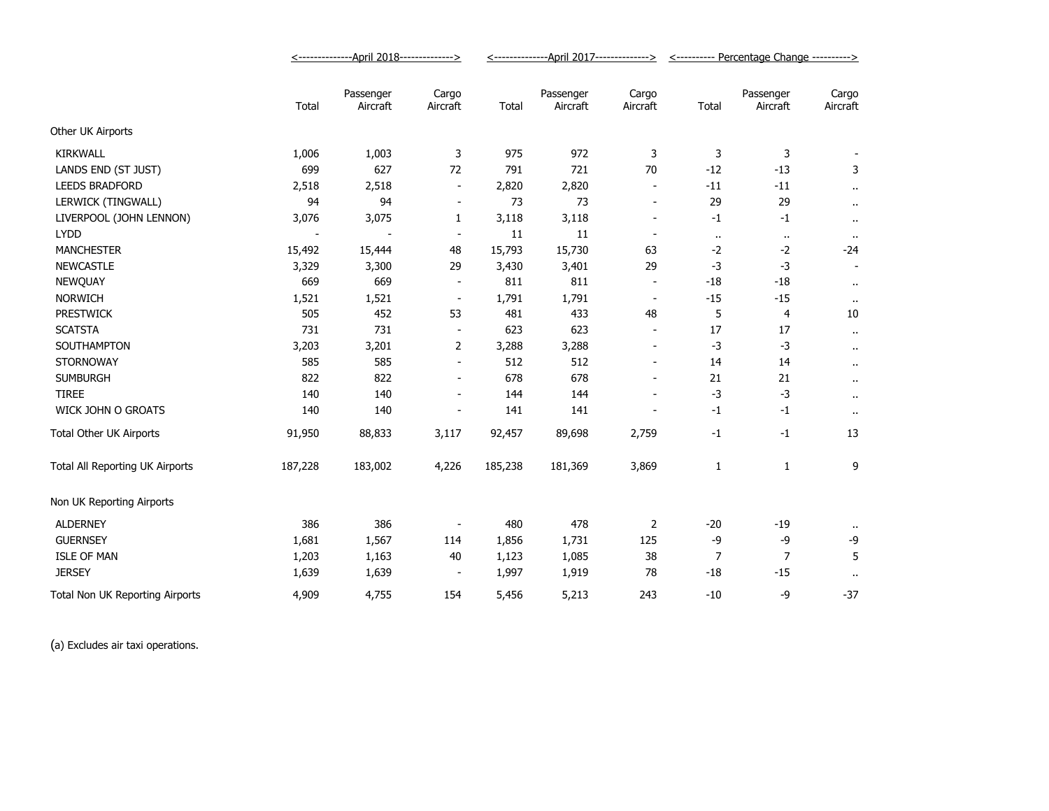| | April 2018 | | | April 2017 | | | Percentage Change | | |
|---|---|---|---|---|---|---|---|---|---|
| | Total | Passenger Aircraft | Cargo Aircraft | Total | Passenger Aircraft | Cargo Aircraft | Total | Passenger Aircraft | Cargo Aircraft |
| Other UK Airports | | | | | | | | | |
| KIRKWALL | 1,006 | 1,003 | 3 | 975 | 972 | 3 | 3 | 3 | - |
| LANDS END (ST JUST) | 699 | 627 | 72 | 791 | 721 | 70 | -12 | -13 | 3 |
| LEEDS BRADFORD | 2,518 | 2,518 | - | 2,820 | 2,820 | - | -11 | -11 | .. |
| LERWICK (TINGWALL) | 94 | 94 | - | 73 | 73 | - | 29 | 29 | .. |
| LIVERPOOL (JOHN LENNON) | 3,076 | 3,075 | 1 | 3,118 | 3,118 | - | -1 | -1 | .. |
| LYDD | - | - | - | 11 | 11 | - | .. | .. | .. |
| MANCHESTER | 15,492 | 15,444 | 48 | 15,793 | 15,730 | 63 | -2 | -2 | -24 |
| NEWCASTLE | 3,329 | 3,300 | 29 | 3,430 | 3,401 | 29 | -3 | -3 | - |
| NEWQUAY | 669 | 669 | - | 811 | 811 | - | -18 | -18 | .. |
| NORWICH | 1,521 | 1,521 | - | 1,791 | 1,791 | - | -15 | -15 | .. |
| PRESTWICK | 505 | 452 | 53 | 481 | 433 | 48 | 5 | 4 | 10 |
| SCATSTA | 731 | 731 | - | 623 | 623 | - | 17 | 17 | .. |
| SOUTHAMPTON | 3,203 | 3,201 | 2 | 3,288 | 3,288 | - | -3 | -3 | .. |
| STORNOWAY | 585 | 585 | - | 512 | 512 | - | 14 | 14 | .. |
| SUMBURGH | 822 | 822 | - | 678 | 678 | - | 21 | 21 | .. |
| TIREE | 140 | 140 | - | 144 | 144 | - | -3 | -3 | .. |
| WICK JOHN O GROATS | 140 | 140 | - | 141 | 141 | - | -1 | -1 | .. |
| Total Other UK Airports | 91,950 | 88,833 | 3,117 | 92,457 | 89,698 | 2,759 | -1 | -1 | 13 |
| Total All Reporting UK Airports | 187,228 | 183,002 | 4,226 | 185,238 | 181,369 | 3,869 | 1 | 1 | 9 |
| Non UK Reporting Airports | | | | | | | | | |
| ALDERNEY | 386 | 386 | - | 480 | 478 | 2 | -20 | -19 | .. |
| GUERNSEY | 1,681 | 1,567 | 114 | 1,856 | 1,731 | 125 | -9 | -9 | -9 |
| ISLE OF MAN | 1,203 | 1,163 | 40 | 1,123 | 1,085 | 38 | 7 | 7 | 5 |
| JERSEY | 1,639 | 1,639 | - | 1,997 | 1,919 | 78 | -18 | -15 | .. |
| Total Non UK Reporting Airports | 4,909 | 4,755 | 154 | 5,456 | 5,213 | 243 | -10 | -9 | -37 |

(a) Excludes air taxi operations.